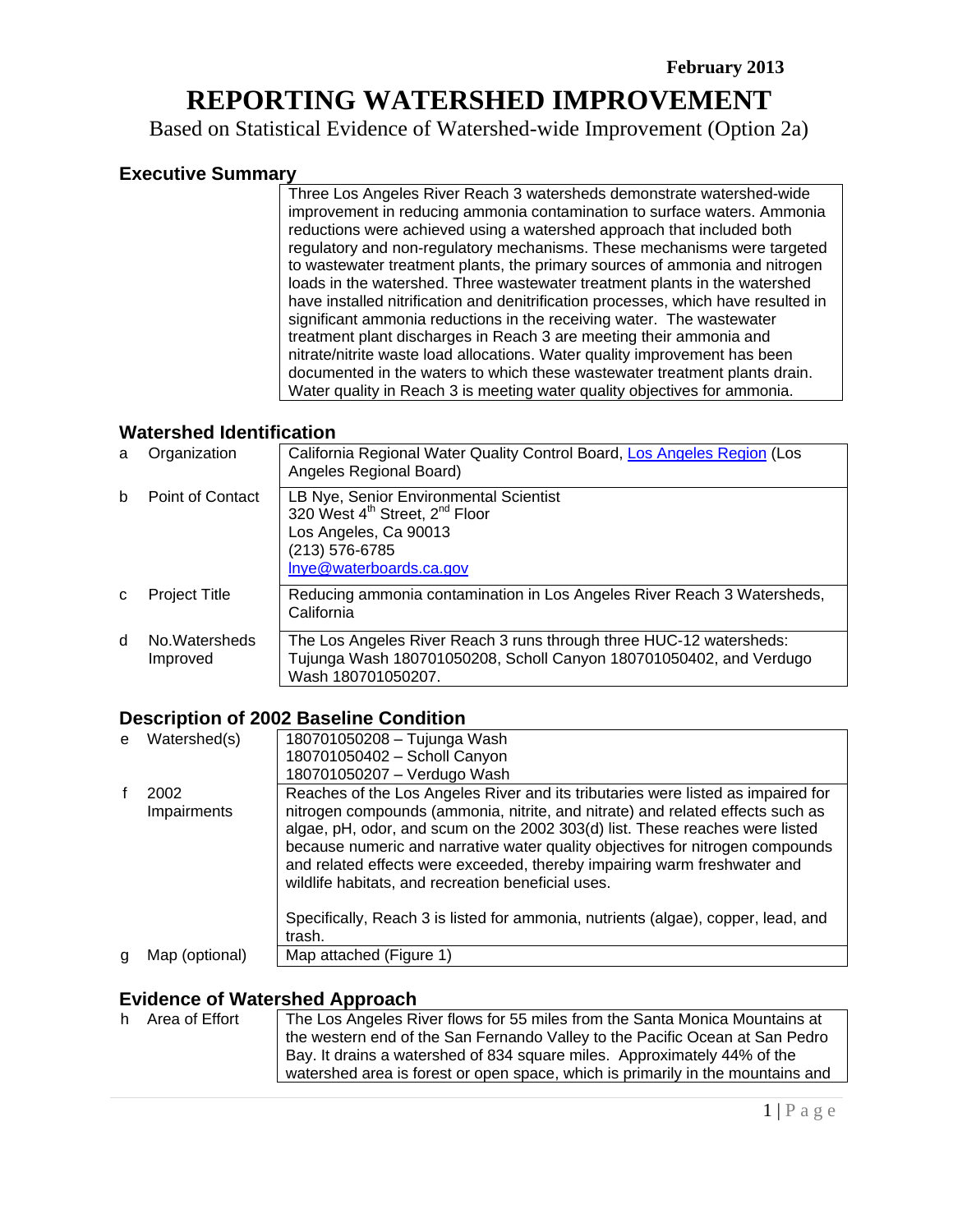**February 2013**

# REPORTING WATERSHED IMPROVEMENT

Based on Statistical Evidence of Watershed-wide Improvement (Option 2a)

## Executive Summary

| | |
|---|---|
| | Three Los Angeles River Reach 3 watersheds demonstrate watershed-wide improvement in reducing ammonia contamination to surface waters. Ammonia reductions were achieved using a watershed approach that included both regulatory and non-regulatory mechanisms. These mechanisms were targeted to wastewater treatment plants, the primary sources of ammonia and nitrogen loads in the watershed. Three wastewater treatment plants in the watershed have installed nitrification and denitrification processes, which have resulted in significant ammonia reductions in the receiving water. The wastewater treatment plant discharges in Reach 3 are meeting their ammonia and nitrate/nitrite waste load allocations. Water quality improvement has been documented in the waters to which these wastewater treatment plants drain. Water quality in Reach 3 is meeting water quality objectives for ammonia. |

## Watershed Identification

| | | |
|---|---|---|
| a | Organization | California Regional Water Quality Control Board, [Los Angeles Region](#) (Los Angeles Regional Board) |
| b | Point of Contact | LB Nye, Senior Environmental Scientist<br>320 West 4th Street, 2nd Floor<br>Los Angeles, Ca 90013<br>(213) 576-6785<br>lnye@waterboards.ca.gov |
| c | Project Title | Reducing ammonia contamination in Los Angeles River Reach 3 Watersheds, California |
| d | No.Watersheds Improved | The Los Angeles River Reach 3 runs through three HUC-12 watersheds: Tujunga Wash 180701050208, Scholl Canyon 180701050402, and Verdugo Wash 180701050207. |

## Description of 2002 Baseline Condition

| | | |
|---|---|---|
| e | Watershed(s) | 180701050208 – Tujunga Wash<br>180701050402 – Scholl Canyon<br>180701050207 – Verdugo Wash |
| f | 2002 Impairments | Reaches of the Los Angeles River and its tributaries were listed as impaired for nitrogen compounds (ammonia, nitrite, and nitrate) and related effects such as algae, pH, odor, and scum on the 2002 303(d) list. These reaches were listed because numeric and narrative water quality objectives for nitrogen compounds and related effects were exceeded, thereby impairing warm freshwater and wildlife habitats, and recreation beneficial uses.<br><br>Specifically, Reach 3 is listed for ammonia, nutrients (algae), copper, lead, and trash. |
| g | Map (optional) | Map attached (Figure 1) |

## Evidence of Watershed Approach

| | | |
|---|---|---|
| h | Area of Effort | The Los Angeles River flows for 55 miles from the Santa Monica Mountains at the western end of the San Fernando Valley to the Pacific Ocean at San Pedro Bay. It drains a watershed of 834 square miles. Approximately 44% of the watershed area is forest or open space, which is primarily in the mountains and |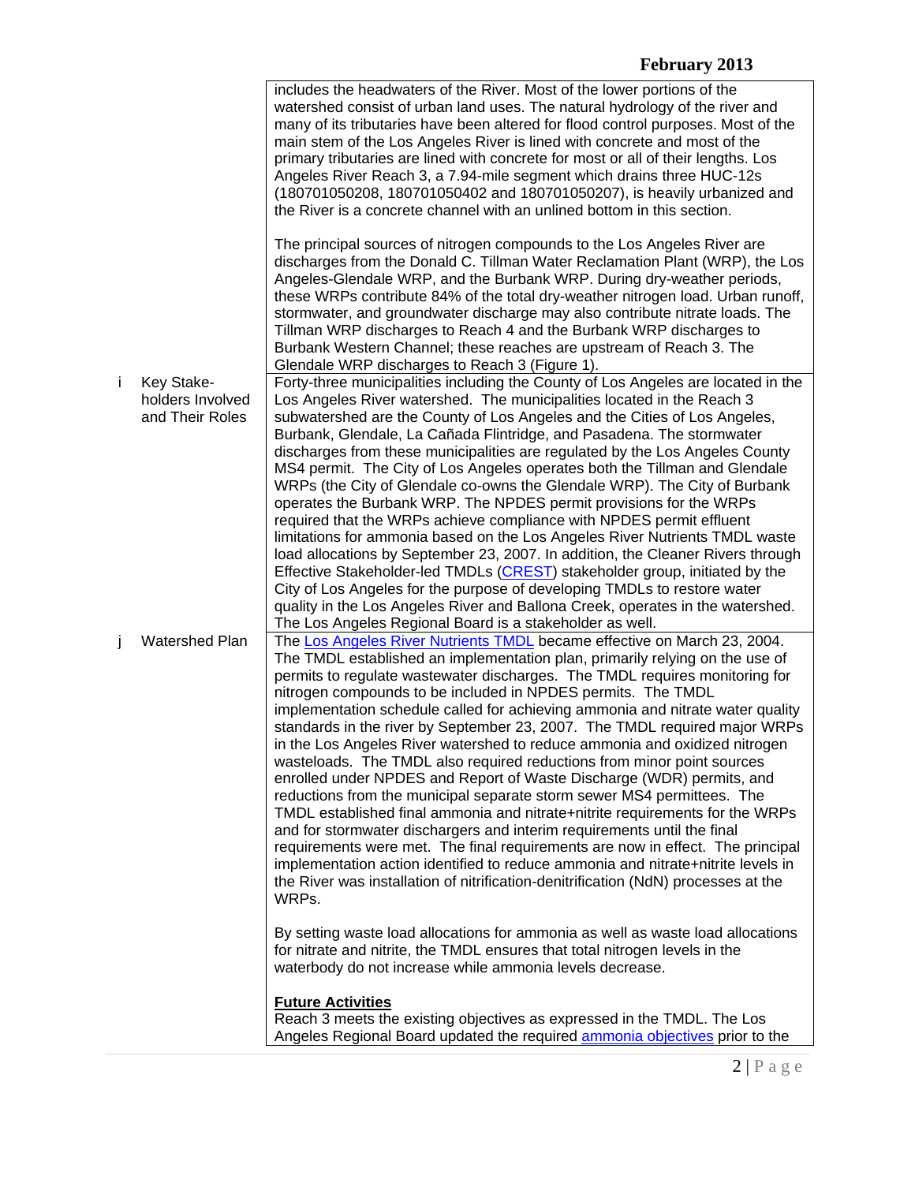| | | |
|---|---|---|
| | | includes the headwaters of the River. Most of the lower portions of the watershed consist of urban land uses. The natural hydrology of the river and many of its tributaries have been altered for flood control purposes. Most of the main stem of the Los Angeles River is lined with concrete and most of the primary tributaries are lined with concrete for most or all of their lengths. Los Angeles River Reach 3, a 7.94-mile segment which drains three HUC-12s (180701050208, 180701050402 and 180701050207), is heavily urbanized and the River is a concrete channel with an unlined bottom in this section.<br><br>The principal sources of nitrogen compounds to the Los Angeles River are discharges from the Donald C. Tillman Water Reclamation Plant (WRP), the Los Angeles-Glendale WRP, and the Burbank WRP. During dry-weather periods, these WRPs contribute 84% of the total dry-weather nitrogen load. Urban runoff, stormwater, and groundwater discharge may also contribute nitrate loads. The Tillman WRP discharges to Reach 4 and the Burbank WRP discharges to Burbank Western Channel; these reaches are upstream of Reach 3. The Glendale WRP discharges to Reach 3 (Figure 1). |
| i | Key Stake-holders Involved and Their Roles | Forty-three municipalities including the County of Los Angeles are located in the Los Angeles River watershed. The municipalities located in the Reach 3 subwatershed are the County of Los Angeles and the Cities of Los Angeles, Burbank, Glendale, La Cañada Flintridge, and Pasadena. The stormwater discharges from these municipalities are regulated by the Los Angeles County MS4 permit. The City of Los Angeles operates both the Tillman and Glendale WRPs (the City of Glendale co-owns the Glendale WRP). The City of Burbank operates the Burbank WRP. The NPDES permit provisions for the WRPs required that the WRPs achieve compliance with NPDES permit effluent limitations for ammonia based on the Los Angeles River Nutrients TMDL waste load allocations by September 23, 2007. In addition, the Cleaner Rivers through Effective Stakeholder-led TMDLs (CREST) stakeholder group, initiated by the City of Los Angeles for the purpose of developing TMDLs to restore water quality in the Los Angeles River and Ballona Creek, operates in the watershed. The Los Angeles Regional Board is a stakeholder as well. |
| j | Watershed Plan | The Los Angeles River Nutrients TMDL became effective on March 23, 2004. The TMDL established an implementation plan, primarily relying on the use of permits to regulate wastewater discharges. The TMDL requires monitoring for nitrogen compounds to be included in NPDES permits. The TMDL implementation schedule called for achieving ammonia and nitrate water quality standards in the river by September 23, 2007. The TMDL required major WRPs in the Los Angeles River watershed to reduce ammonia and oxidized nitrogen wasteloads. The TMDL also required reductions from minor point sources enrolled under NPDES and Report of Waste Discharge (WDR) permits, and reductions from the municipal separate storm sewer MS4 permittees. The TMDL established final ammonia and nitrate+nitrite requirements for the WRPs and for stormwater dischargers and interim requirements until the final requirements were met. The final requirements are now in effect. The principal implementation action identified to reduce ammonia and nitrate+nitrite levels in the River was installation of nitrification-denitrification (NdN) processes at the WRPs.<br><br>By setting waste load allocations for ammonia as well as waste load allocations for nitrate and nitrite, the TMDL ensures that total nitrogen levels in the waterbody do not increase while ammonia levels decrease.<br><br>**Future Activities**<br>Reach 3 meets the existing objectives as expressed in the TMDL. The Los Angeles Regional Board updated the required ammonia objectives prior to the |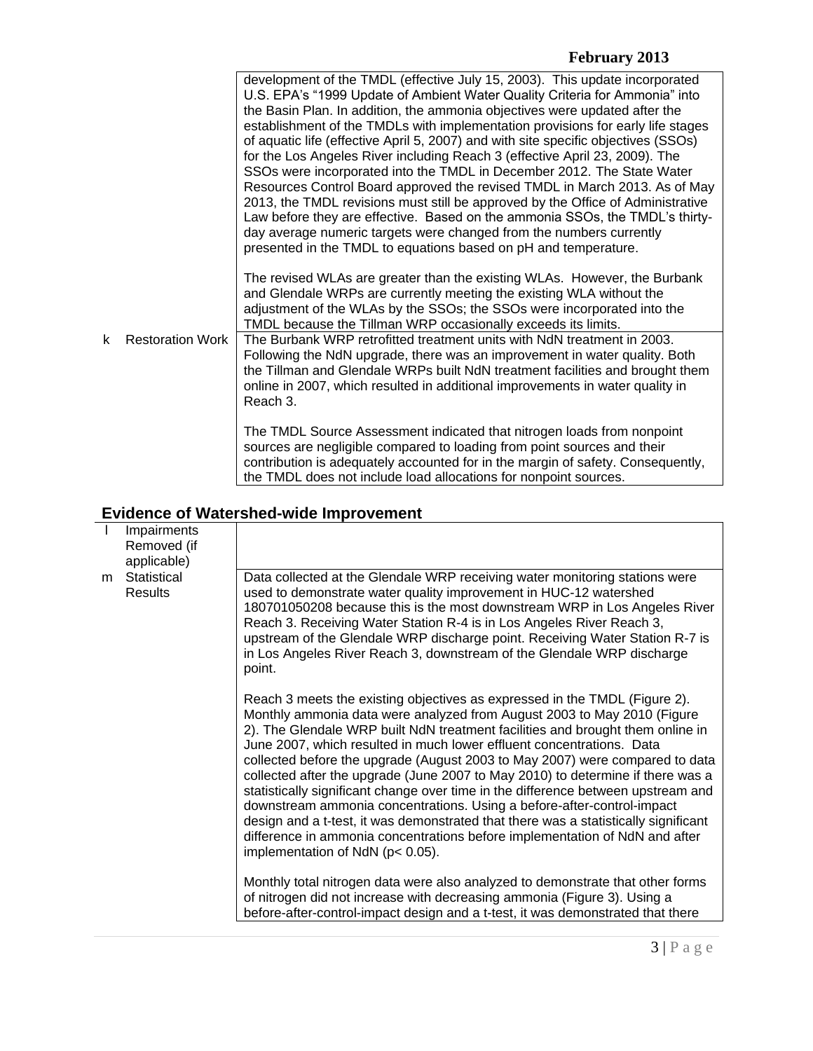| | | |
|---|---|---|
| | | development of the TMDL (effective July 15, 2003). This update incorporated U.S. EPA's "1999 Update of Ambient Water Quality Criteria for Ammonia" into the Basin Plan. In addition, the ammonia objectives were updated after the establishment of the TMDLs with implementation provisions for early life stages of aquatic life (effective April 5, 2007) and with site specific objectives (SSOs) for the Los Angeles River including Reach 3 (effective April 23, 2009). The SSOs were incorporated into the TMDL in December 2012. The State Water Resources Control Board approved the revised TMDL in March 2013. As of May 2013, the TMDL revisions must still be approved by the Office of Administrative Law before they are effective. Based on the ammonia SSOs, the TMDL's thirty-day average numeric targets were changed from the numbers currently presented in the TMDL to equations based on pH and temperature.<br><br>The revised WLAs are greater than the existing WLAs. However, the Burbank and Glendale WRPs are currently meeting the existing WLA without the adjustment of the WLAs by the SSOs; the SSOs were incorporated into the TMDL because the Tillman WRP occasionally exceeds its limits. |
| k | Restoration Work | The Burbank WRP retrofitted treatment units with NdN treatment in 2003. Following the NdN upgrade, there was an improvement in water quality. Both the Tillman and Glendale WRPs built NdN treatment facilities and brought them online in 2007, which resulted in additional improvements in water quality in Reach 3.<br><br>The TMDL Source Assessment indicated that nitrogen loads from nonpoint sources are negligible compared to loading from point sources and their contribution is adequately accounted for in the margin of safety. Consequently, the TMDL does not include load allocations for nonpoint sources. |

## Evidence of Watershed-wide Improvement

| | | |
|---|---|---|
| l | Impairments Removed (if applicable) | |
| m | Statistical Results | Data collected at the Glendale WRP receiving water monitoring stations were used to demonstrate water quality improvement in HUC-12 watershed 180701050208 because this is the most downstream WRP in Los Angeles River Reach 3. Receiving Water Station R-4 is in Los Angeles River Reach 3, upstream of the Glendale WRP discharge point. Receiving Water Station R-7 is in Los Angeles River Reach 3, downstream of the Glendale WRP discharge point.<br><br>Reach 3 meets the existing objectives as expressed in the TMDL (Figure 2). Monthly ammonia data were analyzed from August 2003 to May 2010 (Figure 2). The Glendale WRP built NdN treatment facilities and brought them online in June 2007, which resulted in much lower effluent concentrations. Data collected before the upgrade (August 2003 to May 2007) were compared to data collected after the upgrade (June 2007 to May 2010) to determine if there was a statistically significant change over time in the difference between upstream and downstream ammonia concentrations. Using a before-after-control-impact design and a t-test, it was demonstrated that there was a statistically significant difference in ammonia concentrations before implementation of NdN and after implementation of NdN ($p < 0.05$).<br><br>Monthly total nitrogen data were also analyzed to demonstrate that other forms of nitrogen did not increase with decreasing ammonia (Figure 3). Using a before-after-control-impact design and a t-test, it was demonstrated that there |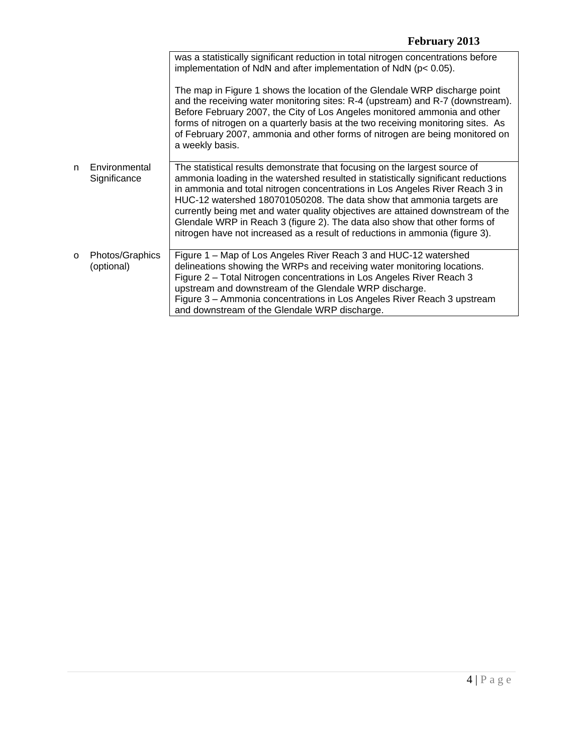| | | |
|---|---|---|
| | | was a statistically significant reduction in total nitrogen concentrations before implementation of NdN and after implementation of NdN ($p < 0.05$).<br><br>The map in Figure 1 shows the location of the Glendale WRP discharge point and the receiving water monitoring sites: R-4 (upstream) and R-7 (downstream). Before February 2007, the City of Los Angeles monitored ammonia and other forms of nitrogen on a quarterly basis at the two receiving monitoring sites. As of February 2007, ammonia and other forms of nitrogen are being monitored on a weekly basis. |
| n | Environmental Significance | The statistical results demonstrate that focusing on the largest source of ammonia loading in the watershed resulted in statistically significant reductions in ammonia and total nitrogen concentrations in Los Angeles River Reach 3 in HUC-12 watershed 180701050208. The data show that ammonia targets are currently being met and water quality objectives are attained downstream of the Glendale WRP in Reach 3 (figure 2). The data also show that other forms of nitrogen have not increased as a result of reductions in ammonia (figure 3). |
| o | Photos/Graphics (optional) | Figure 1 – Map of Los Angeles River Reach 3 and HUC-12 watershed delineations showing the WRPs and receiving water monitoring locations.<br>Figure 2 – Total Nitrogen concentrations in Los Angeles River Reach 3 upstream and downstream of the Glendale WRP discharge.<br>Figure 3 – Ammonia concentrations in Los Angeles River Reach 3 upstream and downstream of the Glendale WRP discharge. |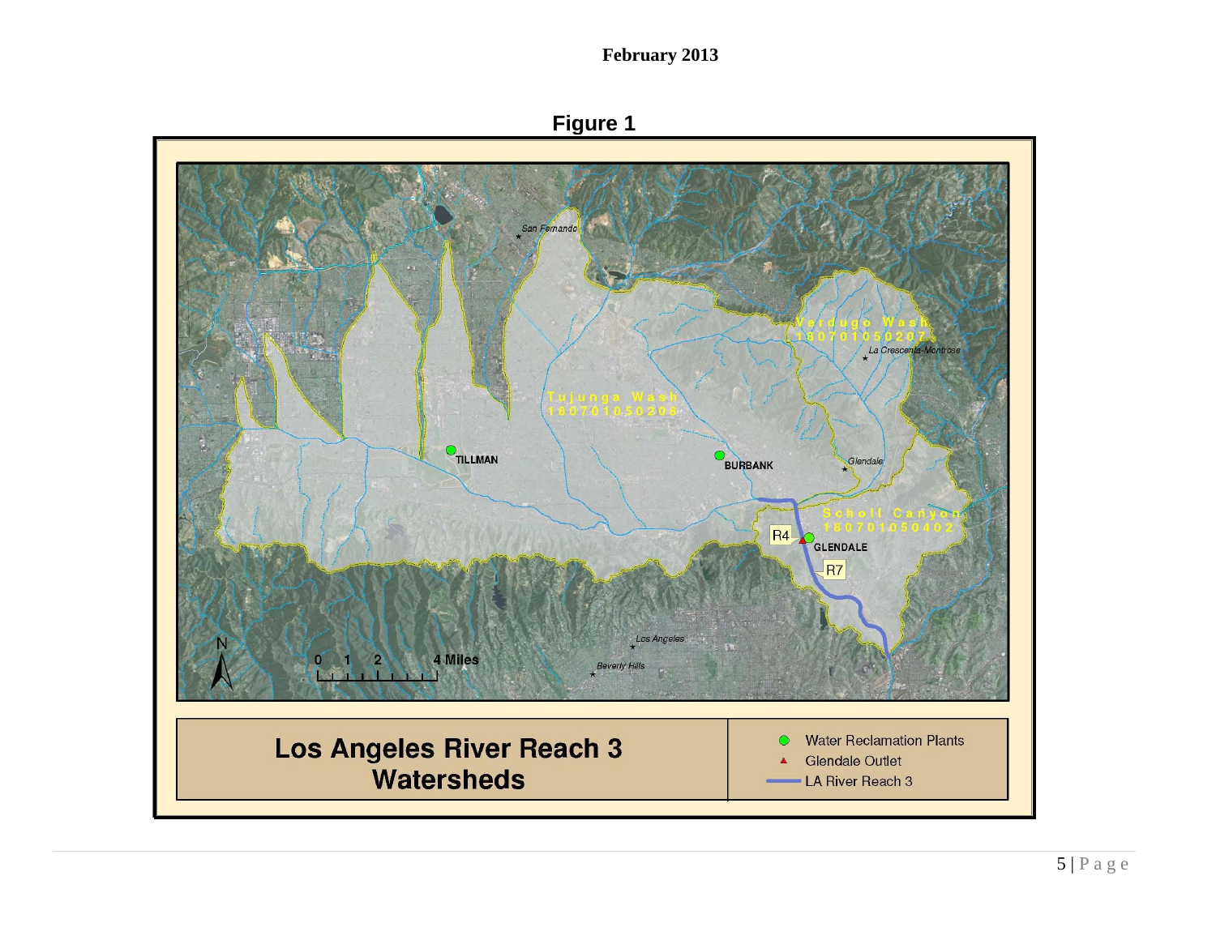February 2013

**Figure 1**

**Los Angeles River Reach 3 Watersheds**

- Water Reclamation Plants
- Glendale Outlet
- LA River Reach 3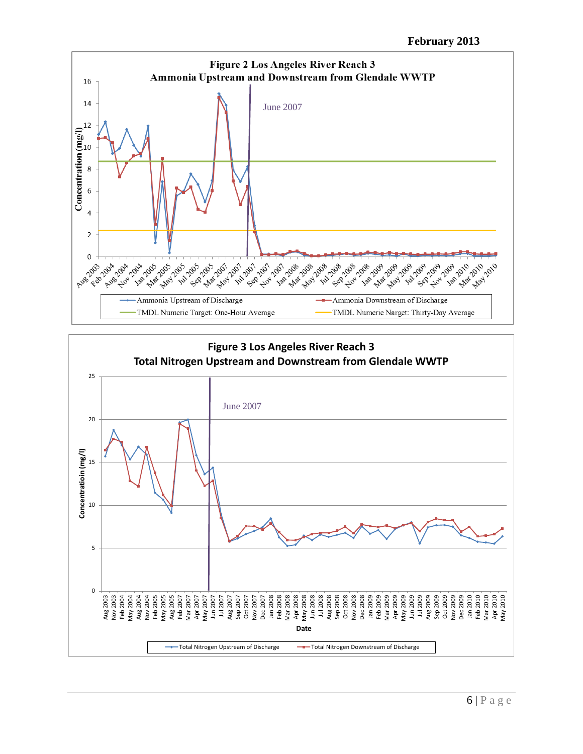# Figure 2 Los Angeles River Reach 3
## Ammonia Upstream and Downstream from Glendale WWTP

Concentration (mg/l)

16
14
12
10
8
6
4
2
0

June 2007

Aug 2003, Feb 2004, Aug 2004, Nov 2004, Jan 2005, Mar 2005, May 2005, Jul 2005, Sep 2005, Mar 2007, May 2007, Jul 2007, Sep 2007, Nov 2007, Jan 2008, Mar 2008, May 2008, Jul 2008, Sep 2008, Nov 2008, Jan 2009, Mar 2009, May 2009, Jul 2009, Sep 2009, Nov 2009, Jan 2010, Mar 2010, May 2010

Ammonia Upstream of Discharge
Ammonia Downstream of Discharge
TMDL Numeric Target: One-Hour Average
TMDL Numeric Narget: Thirty-Day Average

# Figure 3 Los Angeles River Reach 3
## Total Nitrogen Upstream and Downstream from Glendale WWTP

Concentratioin (mg/l)

25
20
15
10
5
0

June 2007

Aug 2003, Nov 2003, Feb 2004, May 2004, Aug 2004, Nov 2004, Feb 2005, May 2005, Aug 2005, Feb 2007, Mar 2007, Apr 2007, May 2007, Jun 2007, Jul 2007, Aug 2007, Sep 2007, Oct 2007, Nov 2007, Dec 2007, Jan 2008, Feb 2008, Mar 2008, Apr 2008, May 2008, Jun 2008, Jul 2008, Aug 2008, Sep 2008, Oct 2008, Nov 2008, Dec 2008, Jan 2009, Feb 2009, Mar 2009, Apr 2009, May 2009, Jun 2009, Jul 2009, Aug 2009, Sep 2009, Oct 2009, Nov 2009, Dec 2009, Jan 2010, Feb 2010, Mar 2010, Apr 2010, May 2010

Date

Total Nitrogen Upstream of Discharge
Total Nitrogen Downstream of Discharge